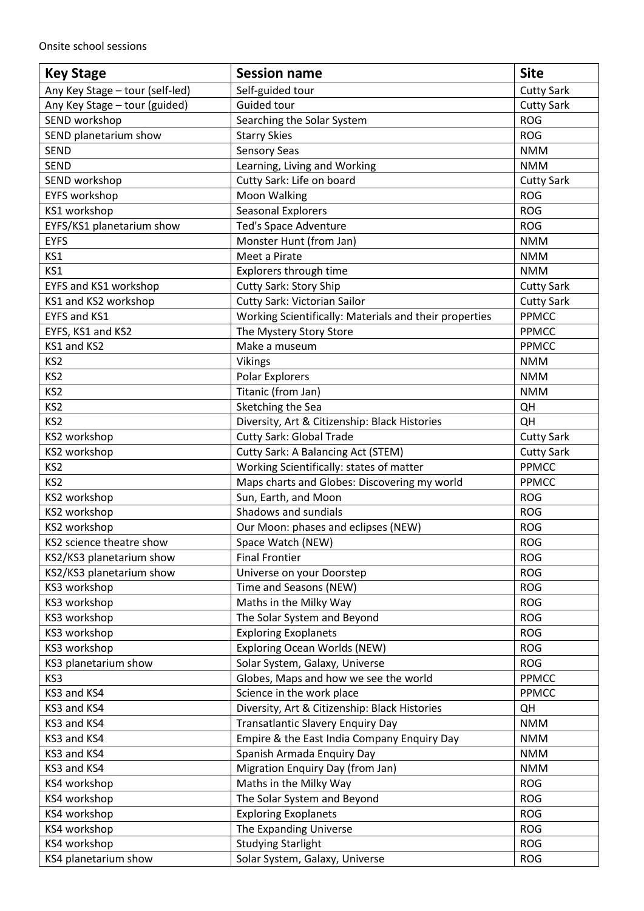Onsite school sessions

| Key Stage | Session name | Site |
|---|---|---|
| Any Key Stage – tour (self-led) | Self-guided tour | Cutty Sark |
| Any Key Stage – tour (guided) | Guided tour | Cutty Sark |
| SEND workshop | Searching the Solar System | ROG |
| SEND planetarium show | Starry Skies | ROG |
| SEND | Sensory Seas | NMM |
| SEND | Learning, Living and Working | NMM |
| SEND workshop | Cutty Sark: Life on board | Cutty Sark |
| EYFS workshop | Moon Walking | ROG |
| KS1 workshop | Seasonal Explorers | ROG |
| EYFS/KS1 planetarium show | Ted's Space Adventure | ROG |
| EYFS | Monster Hunt (from Jan) | NMM |
| KS1 | Meet a Pirate | NMM |
| KS1 | Explorers through time | NMM |
| EYFS and KS1 workshop | Cutty Sark: Story Ship | Cutty Sark |
| KS1 and KS2 workshop | Cutty Sark: Victorian Sailor | Cutty Sark |
| EYFS and KS1 | Working Scientifically: Materials and their properties | PPMCC |
| EYFS, KS1 and KS2 | The Mystery Story Store | PPMCC |
| KS1 and KS2 | Make a museum | PPMCC |
| KS2 | Vikings | NMM |
| KS2 | Polar Explorers | NMM |
| KS2 | Titanic (from Jan) | NMM |
| KS2 | Sketching the Sea | QH |
| KS2 | Diversity, Art & Citizenship: Black Histories | QH |
| KS2 workshop | Cutty Sark: Global Trade | Cutty Sark |
| KS2 workshop | Cutty Sark: A Balancing Act (STEM) | Cutty Sark |
| KS2 | Working Scientifically: states of matter | PPMCC |
| KS2 | Maps charts and Globes: Discovering my world | PPMCC |
| KS2 workshop | Sun, Earth, and Moon | ROG |
| KS2 workshop | Shadows and sundials | ROG |
| KS2 workshop | Our Moon: phases and eclipses (NEW) | ROG |
| KS2 science theatre show | Space Watch (NEW) | ROG |
| KS2/KS3 planetarium show | Final Frontier | ROG |
| KS2/KS3 planetarium show | Universe on your Doorstep | ROG |
| KS3 workshop | Time and Seasons (NEW) | ROG |
| KS3 workshop | Maths in the Milky Way | ROG |
| KS3 workshop | The Solar System and Beyond | ROG |
| KS3 workshop | Exploring Exoplanets | ROG |
| KS3 workshop | Exploring Ocean Worlds (NEW) | ROG |
| KS3 planetarium show | Solar System, Galaxy, Universe | ROG |
| KS3 | Globes, Maps and how we see the world | PPMCC |
| KS3 and KS4 | Science in the work place | PPMCC |
| KS3 and KS4 | Diversity, Art & Citizenship: Black Histories | QH |
| KS3 and KS4 | Transatlantic Slavery Enquiry Day | NMM |
| KS3 and KS4 | Empire & the East India Company Enquiry Day | NMM |
| KS3 and KS4 | Spanish Armada Enquiry Day | NMM |
| KS3 and KS4 | Migration Enquiry Day (from Jan) | NMM |
| KS4 workshop | Maths in the Milky Way | ROG |
| KS4 workshop | The Solar System and Beyond | ROG |
| KS4 workshop | Exploring Exoplanets | ROG |
| KS4 workshop | The Expanding Universe | ROG |
| KS4 workshop | Studying Starlight | ROG |
| KS4 planetarium show | Solar System, Galaxy, Universe | ROG |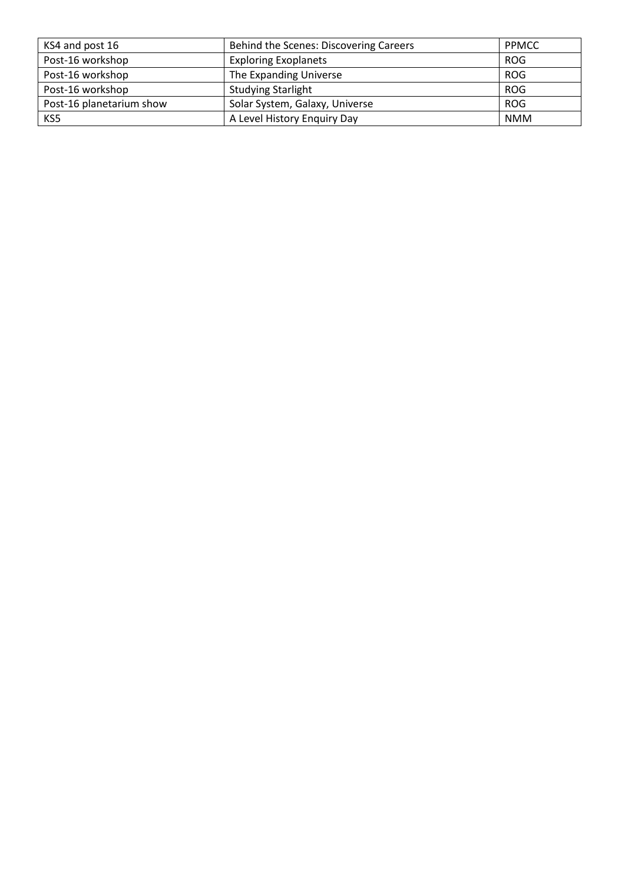| | | |
|---|---|---|
| KS4 and post 16 | Behind the Scenes: Discovering Careers | PPMCC |
| Post-16 workshop | Exploring Exoplanets | ROG |
| Post-16 workshop | The Expanding Universe | ROG |
| Post-16 workshop | Studying Starlight | ROG |
| Post-16 planetarium show | Solar System, Galaxy, Universe | ROG |
| KS5 | A Level History Enquiry Day | NMM |